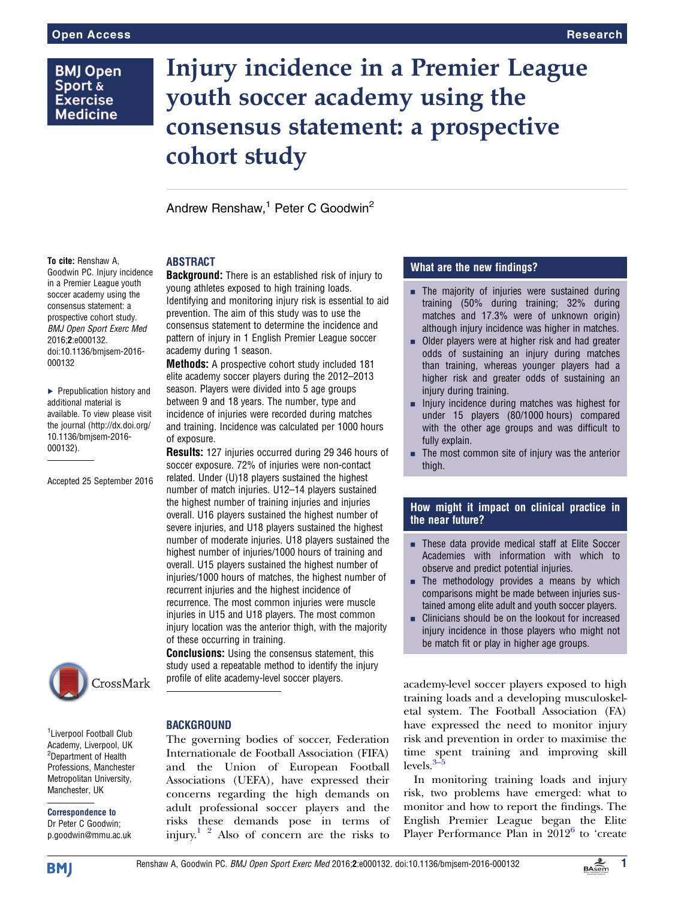# Injury incidence in a Premier League youth soccer academy using the consensus statement: a prospective cohort study

Andrew Renshaw,[1] Peter C Goodwin[2]

**To cite:** Renshaw A, Goodwin PC. Injury incidence in a Premier League youth soccer academy using the consensus statement: a prospective cohort study. *BMJ Open Sport Exerc Med* 2016;**2**:e000132. doi:10.1136/bmjsem-2016-000132

► Prepublication history and additional material is available. To view please visit the journal (http://dx.doi.org/10.1136/bmjsem-2016-000132).

Accepted 25 September 2016

[1]Liverpool Football Club Academy, Liverpool, UK
[2]Department of Health Professions, Manchester Metropolitan University, Manchester, UK

**Correspondence to**
Dr Peter C Goodwin; p.goodwin@mmu.ac.uk

## ABSTRACT

**Background:** There is an established risk of injury to young athletes exposed to high training loads. Identifying and monitoring injury risk is essential to aid prevention. The aim of this study was to use the consensus statement to determine the incidence and pattern of injury in 1 English Premier League soccer academy during 1 season.

**Methods:** A prospective cohort study included 181 elite academy soccer players during the 2012–2013 season. Players were divided into 5 age groups between 9 and 18 years. The number, type and incidence of injuries were recorded during matches and training. Incidence was calculated per 1000 hours of exposure.

**Results:** 127 injuries occurred during 29 346 hours of soccer exposure. 72% of injuries were non-contact related. Under (U)18 players sustained the highest number of match injuries. U12–14 players sustained the highest number of training injuries and injuries overall. U16 players sustained the highest number of severe injuries, and U18 players sustained the highest number of moderate injuries. U18 players sustained the highest number of injuries/1000 hours of training and overall. U15 players sustained the highest number of injuries/1000 hours of matches, the highest number of recurrent injuries and the highest incidence of recurrence. The most common injuries were muscle injuries in U15 and U18 players. The most common injury location was the anterior thigh, with the majority of these occurring in training.

**Conclusions:** Using the consensus statement, this study used a repeatable method to identify the injury profile of elite academy-level soccer players.

## What are the new findings?

- The majority of injuries were sustained during training (50% during training; 32% during matches and 17.3% were of unknown origin) although injury incidence was higher in matches.
- Older players were at higher risk and had greater odds of sustaining an injury during matches than training, whereas younger players had a higher risk and greater odds of sustaining an injury during training.
- Injury incidence during matches was highest for under 15 players (80/1000 hours) compared with the other age groups and was difficult to fully explain.
- The most common site of injury was the anterior thigh.

## How might it impact on clinical practice in the near future?

- These data provide medical staff at Elite Soccer Academies with information with which to observe and predict potential injuries.
- The methodology provides a means by which comparisons might be made between injuries sustained among elite adult and youth soccer players.
- Clinicians should be on the lookout for increased injury incidence in those players who might not be match fit or play in higher age groups.

## BACKGROUND

The governing bodies of soccer, Federation Internationale de Football Association (FIFA) and the Union of European Football Associations (UEFA), have expressed their concerns regarding the high demands on adult professional soccer players and the risks these demands pose in terms of injury.[1 2] Also of concern are the risks to academy-level soccer players exposed to high training loads and a developing musculoskeletal system. The Football Association (FA) have expressed the need to monitor injury risk and prevention in order to maximise the time spent training and improving skill levels.[3–5]

In monitoring training loads and injury risk, two problems have emerged: what to monitor and how to report the findings. The English Premier League began the Elite Player Performance Plan in 2012[6] to 'create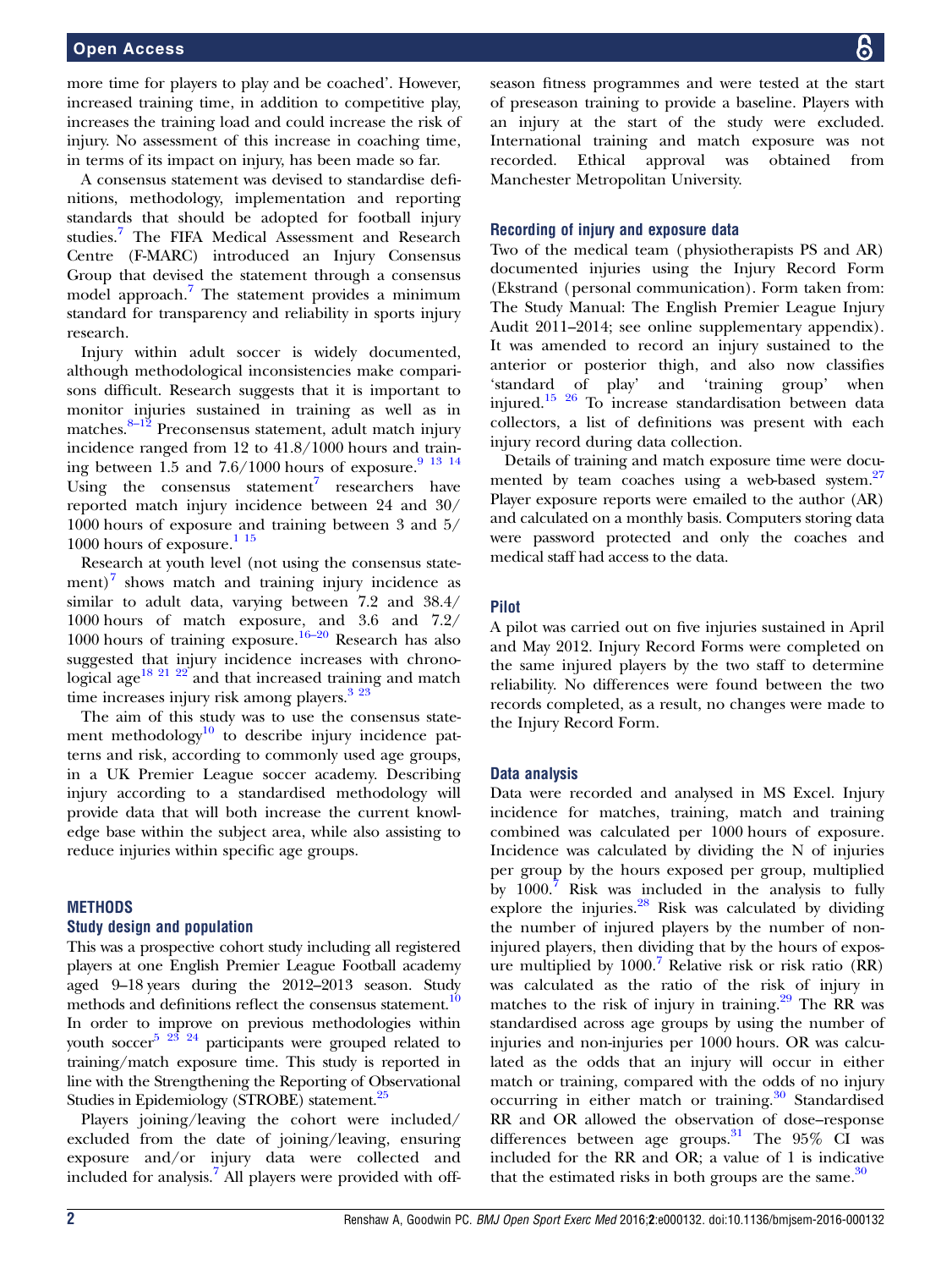more time for players to play and be coached'. However, increased training time, in addition to competitive play, increases the training load and could increase the risk of injury. No assessment of this increase in coaching time, in terms of its impact on injury, has been made so far.

A consensus statement was devised to standardise definitions, methodology, implementation and reporting standards that should be adopted for football injury studies.[7] The FIFA Medical Assessment and Research Centre (F-MARC) introduced an Injury Consensus Group that devised the statement through a consensus model approach.[7] The statement provides a minimum standard for transparency and reliability in sports injury research.

Injury within adult soccer is widely documented, although methodological inconsistencies make comparisons difficult. Research suggests that it is important to monitor injuries sustained in training as well as in matches.[8–12] Preconsensus statement, adult match injury incidence ranged from 12 to 41.8/1000 hours and training between 1.5 and 7.6/1000 hours of exposure.[9 13 14] Using the consensus statement[7] researchers have reported match injury incidence between 24 and 30/1000 hours of exposure and training between 3 and 5/1000 hours of exposure.[1 15]

Research at youth level (not using the consensus statement)[7] shows match and training injury incidence as similar to adult data, varying between 7.2 and 38.4/1000 hours of match exposure, and 3.6 and 7.2/1000 hours of training exposure.[16–20] Research has also suggested that injury incidence increases with chronological age[18 21 22] and that increased training and match time increases injury risk among players.[3 23]

The aim of this study was to use the consensus statement methodology[10] to describe injury incidence patterns and risk, according to commonly used age groups, in a UK Premier League soccer academy. Describing injury according to a standardised methodology will provide data that will both increase the current knowledge base within the subject area, while also assisting to reduce injuries within specific age groups.

## METHODS

### Study design and population

This was a prospective cohort study including all registered players at one English Premier League Football academy aged 9–18 years during the 2012–2013 season. Study methods and definitions reflect the consensus statement.[10] In order to improve on previous methodologies within youth soccer[5 23 24] participants were grouped related to training/match exposure time. This study is reported in line with the Strengthening the Reporting of Observational Studies in Epidemiology (STROBE) statement.[25]

Players joining/leaving the cohort were included/excluded from the date of joining/leaving, ensuring exposure and/or injury data were collected and included for analysis.[7] All players were provided with off-season fitness programmes and were tested at the start of preseason training to provide a baseline. Players with an injury at the start of the study were excluded. International training and match exposure was not recorded. Ethical approval was obtained from Manchester Metropolitan University.

### Recording of injury and exposure data

Two of the medical team (physiotherapists PS and AR) documented injuries using the Injury Record Form (Ekstrand (personal communication). Form taken from: The Study Manual: The English Premier League Injury Audit 2011–2014; see online supplementary appendix). It was amended to record an injury sustained to the anterior or posterior thigh, and also now classifies 'standard of play' and 'training group' when injured.[15 26] To increase standardisation between data collectors, a list of definitions was present with each injury record during data collection.

Details of training and match exposure time were documented by team coaches using a web-based system.[27] Player exposure reports were emailed to the author (AR) and calculated on a monthly basis. Computers storing data were password protected and only the coaches and medical staff had access to the data.

### Pilot

A pilot was carried out on five injuries sustained in April and May 2012. Injury Record Forms were completed on the same injured players by the two staff to determine reliability. No differences were found between the two records completed, as a result, no changes were made to the Injury Record Form.

### Data analysis

Data were recorded and analysed in MS Excel. Injury incidence for matches, training, match and training combined was calculated per 1000 hours of exposure. Incidence was calculated by dividing the N of injuries per group by the hours exposed per group, multiplied by 1000.[7] Risk was included in the analysis to fully explore the injuries.[28] Risk was calculated by dividing the number of injured players by the number of non-injured players, then dividing that by the hours of exposure multiplied by 1000.[7] Relative risk or risk ratio (RR) was calculated as the ratio of the risk of injury in matches to the risk of injury in training.[29] The RR was standardised across age groups by using the number of injuries and non-injuries per 1000 hours. OR was calculated as the odds that an injury will occur in either match or training, compared with the odds of no injury occurring in either match or training.[30] Standardised RR and OR allowed the observation of dose–response differences between age groups.[31] The 95% CI was included for the RR and OR; a value of 1 is indicative that the estimated risks in both groups are the same.[30]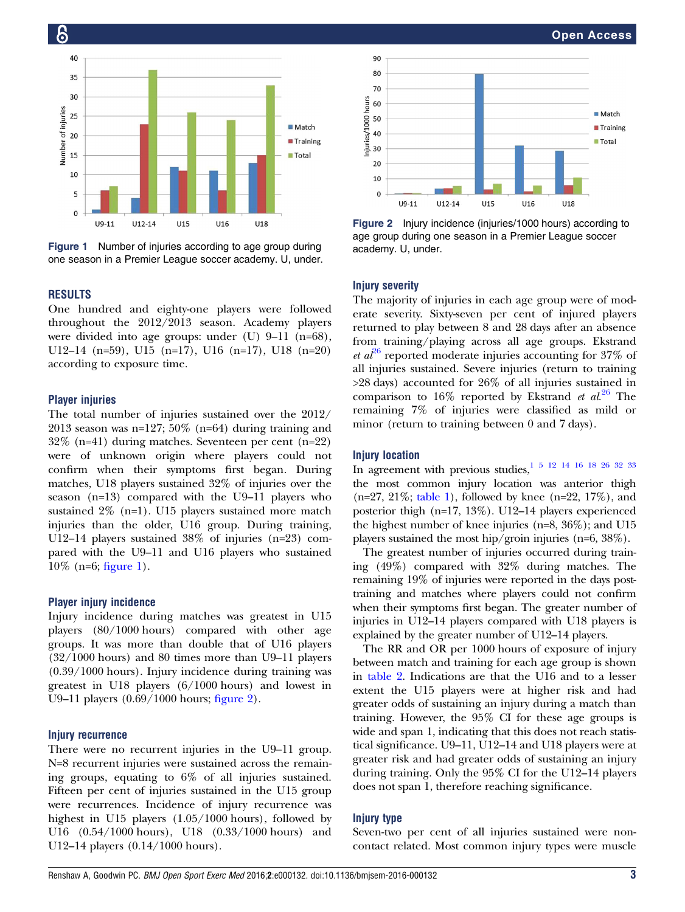Figure 1 Number of injuries according to age group during one season in a Premier League soccer academy. U, under.

Figure 2 Injury incidence (injuries/1000 hours) according to age group during one season in a Premier League soccer academy. U, under.

## RESULTS

One hundred and eighty-one players were followed throughout the 2012/2013 season. Academy players were divided into age groups: under (U) 9–11 (n=68), U12–14 (n=59), U15 (n=17), U16 (n=17), U18 (n=20) according to exposure time.

### Player injuries

The total number of injuries sustained over the 2012/2013 season was n=127; 50% (n=64) during training and 32% (n=41) during matches. Seventeen per cent (n=22) were of unknown origin where players could not confirm when their symptoms first began. During matches, U18 players sustained 32% of injuries over the season (n=13) compared with the U9–11 players who sustained 2% (n=1). U15 players sustained more match injuries than the older, U16 group. During training, U12–14 players sustained 38% of injuries (n=23) compared with the U9–11 and U16 players who sustained 10% (n=6; figure 1).

### Player injury incidence

Injury incidence during matches was greatest in U15 players (80/1000 hours) compared with other age groups. It was more than double that of U16 players (32/1000 hours) and 80 times more than U9–11 players (0.39/1000 hours). Injury incidence during training was greatest in U18 players (6/1000 hours) and lowest in U9–11 players (0.69/1000 hours; figure 2).

### Injury recurrence

There were no recurrent injuries in the U9–11 group. N=8 recurrent injuries were sustained across the remaining groups, equating to 6% of all injuries sustained. Fifteen per cent of injuries sustained in the U15 group were recurrences. Incidence of injury recurrence was highest in U15 players (1.05/1000 hours), followed by U16 (0.54/1000 hours), U18 (0.33/1000 hours) and U12–14 players (0.14/1000 hours).

### Injury severity

The majority of injuries in each age group were of moderate severity. Sixty-seven per cent of injured players returned to play between 8 and 28 days after an absence from training/playing across all age groups. Ekstrand *et al*[26] reported moderate injuries accounting for 37% of all injuries sustained. Severe injuries (return to training >28 days) accounted for 26% of all injuries sustained in comparison to 16% reported by Ekstrand *et al*.[26] The remaining 7% of injuries were classified as mild or minor (return to training between 0 and 7 days).

### Injury location

In agreement with previous studies,[1 5 12 14 16 18 26 32 33] the most common injury location was anterior thigh (n=27, 21%; table 1), followed by knee (n=22, 17%), and posterior thigh (n=17, 13%). U12–14 players experienced the highest number of knee injuries (n=8, 36%); and U15 players sustained the most hip/groin injuries (n=6, 38%).

The greatest number of injuries occurred during training (49%) compared with 32% during matches. The remaining 19% of injuries were reported in the days post-training and matches where players could not confirm when their symptoms first began. The greater number of injuries in U12–14 players compared with U18 players is explained by the greater number of U12–14 players.

The RR and OR per 1000 hours of exposure of injury between match and training for each age group is shown in table 2. Indications are that the U16 and to a lesser extent the U15 players were at higher risk and had greater odds of sustaining an injury during a match than training. However, the 95% CI for these age groups is wide and span 1, indicating that this does not reach statistical significance. U9–11, U12–14 and U18 players were at greater risk and had greater odds of sustaining an injury during training. Only the 95% CI for the U12–14 players does not span 1, therefore reaching significance.

### Injury type

Seven-two per cent of all injuries sustained were non-contact related. Most common injury types were muscle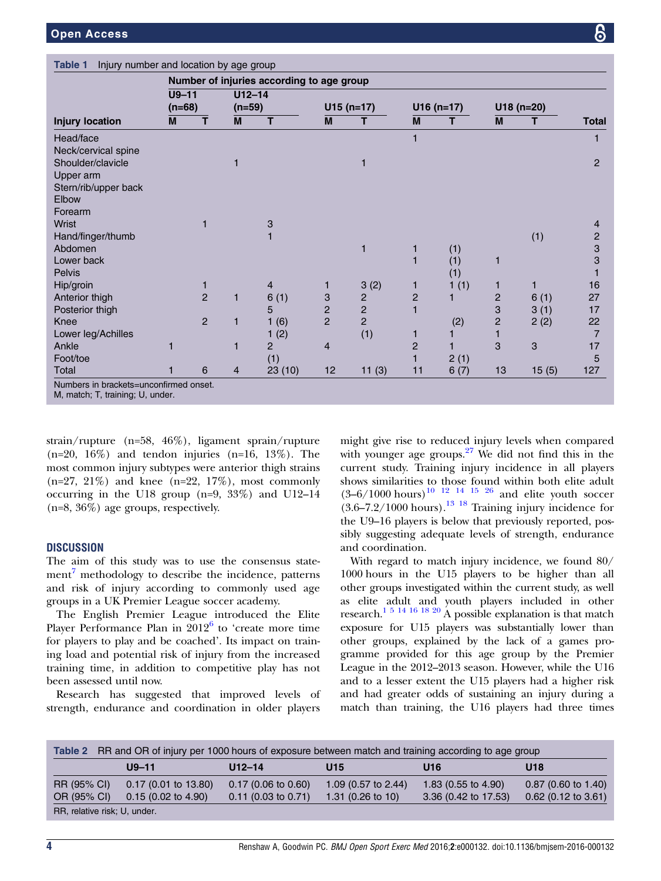**Table 1** Injury number and location by age group

| | Number of injuries according to age group | | | | | | | | | | |
|---|---|---|---|---|---|---|---|---|---|---|---|
| | U9–11 (n=68) | | U12–14 (n=59) | | U15 (n=17) | | U16 (n=17) | | U18 (n=20) | | |
| **Injury location** | **M** | **T** | **M** | **T** | **M** | **T** | **M** | **T** | **M** | **T** | **Total** |
| Head/face | | | | | | | 1 | | | | 1 |
| Neck/cervical spine | | | | | | | | | | | |
| Shoulder/clavicle | | | 1 | | | 1 | | | | | 2 |
| Upper arm | | | | | | | | | | | |
| Stern/rib/upper back | | | | | | | | | | | |
| Elbow | | | | | | | | | | | |
| Forearm | | | | | | | | | | | |
| Wrist | | 1 | | 3 | | | | | | | 4 |
| Hand/finger/thumb | | | | 1 | | | | | | (1) | 2 |
| Abdomen | | | | | | 1 | 1 | (1) | | | 3 |
| Lower back | | | | | | | 1 | (1) | 1 | | 3 |
| Pelvis | | | | | | | | (1) | | | 1 |
| Hip/groin | | 1 | | 4 | 1 | 3 (2) | 1 | 1 (1) | 1 | 1 | 16 |
| Anterior thigh | | 2 | 1 | 6 (1) | 3 | 2 | 2 | 1 | 2 | 6 (1) | 27 |
| Posterior thigh | | | | 5 | 2 | 2 | 1 | | 3 | 3 (1) | 17 |
| Knee | | 2 | 1 | 1 (6) | 2 | 2 | | (2) | 2 | 2 (2) | 22 |
| Lower leg/Achilles | | | | 1 (2) | | (1) | 1 | 1 | 1 | | 7 |
| Ankle | 1 | | 1 | 2 | 4 | | 2 | 1 | 3 | 3 | 17 |
| Foot/toe | | | | (1) | | | 1 | 2 (1) | | | 5 |
| Total | 1 | 6 | 4 | 23 (10) | 12 | 11 (3) | 11 | 6 (7) | 13 | 15 (5) | 127 |

Numbers in brackets=unconfirmed onset.
M, match; T, training; U, under.

strain/rupture (n=58, 46%), ligament sprain/rupture (n=20, 16%) and tendon injuries (n=16, 13%). The most common injury subtypes were anterior thigh strains (n=27, 21%) and knee (n=22, 17%), most commonly occurring in the U18 group (n=9, 33%) and U12–14 (n=8, 36%) age groups, respectively.

## DISCUSSION

The aim of this study was to use the consensus statement[7] methodology to describe the incidence, patterns and risk of injury according to commonly used age groups in a UK Premier League soccer academy.

The English Premier League introduced the Elite Player Performance Plan in 2012[6] to 'create more time for players to play and be coached'. Its impact on training load and potential risk of injury from the increased training time, in addition to competitive play has not been assessed until now.

Research has suggested that improved levels of strength, endurance and coordination in older players might give rise to reduced injury levels when compared with younger age groups.[27] We did not find this in the current study. Training injury incidence in all players shows similarities to those found within both elite adult (3–6/1000 hours)[10 12 14 15 26] and elite youth soccer (3.6–7.2/1000 hours).[13 18] Training injury incidence for the U9–16 players is below that previously reported, possibly suggesting adequate levels of strength, endurance and coordination.

With regard to match injury incidence, we found 80/1000 hours in the U15 players to be higher than all other groups investigated within the current study, as well as elite adult and youth players included in other research.[1 5 14 16 18 20] A possible explanation is that match exposure for U15 players was substantially lower than other groups, explained by the lack of a games programme provided for this age group by the Premier League in the 2012–2013 season. However, while the U16 and to a lesser extent the U15 players had a higher risk and had greater odds of sustaining an injury during a match than training, the U16 players had three times

**Table 2** RR and OR of injury per 1000 hours of exposure between match and training according to age group

| | U9–11 | U12–14 | U15 | U16 | U18 |
|---|---|---|---|---|---|
| RR (95% CI) | 0.17 (0.01 to 13.80) | 0.17 (0.06 to 0.60) | 1.09 (0.57 to 2.44) | 1.83 (0.55 to 4.90) | 0.87 (0.60 to 1.40) |
| OR (95% CI) | 0.15 (0.02 to 4.90) | 0.11 (0.03 to 0.71) | 1.31 (0.26 to 10) | 3.36 (0.42 to 17.53) | 0.62 (0.12 to 3.61) |

RR, relative risk; U, under.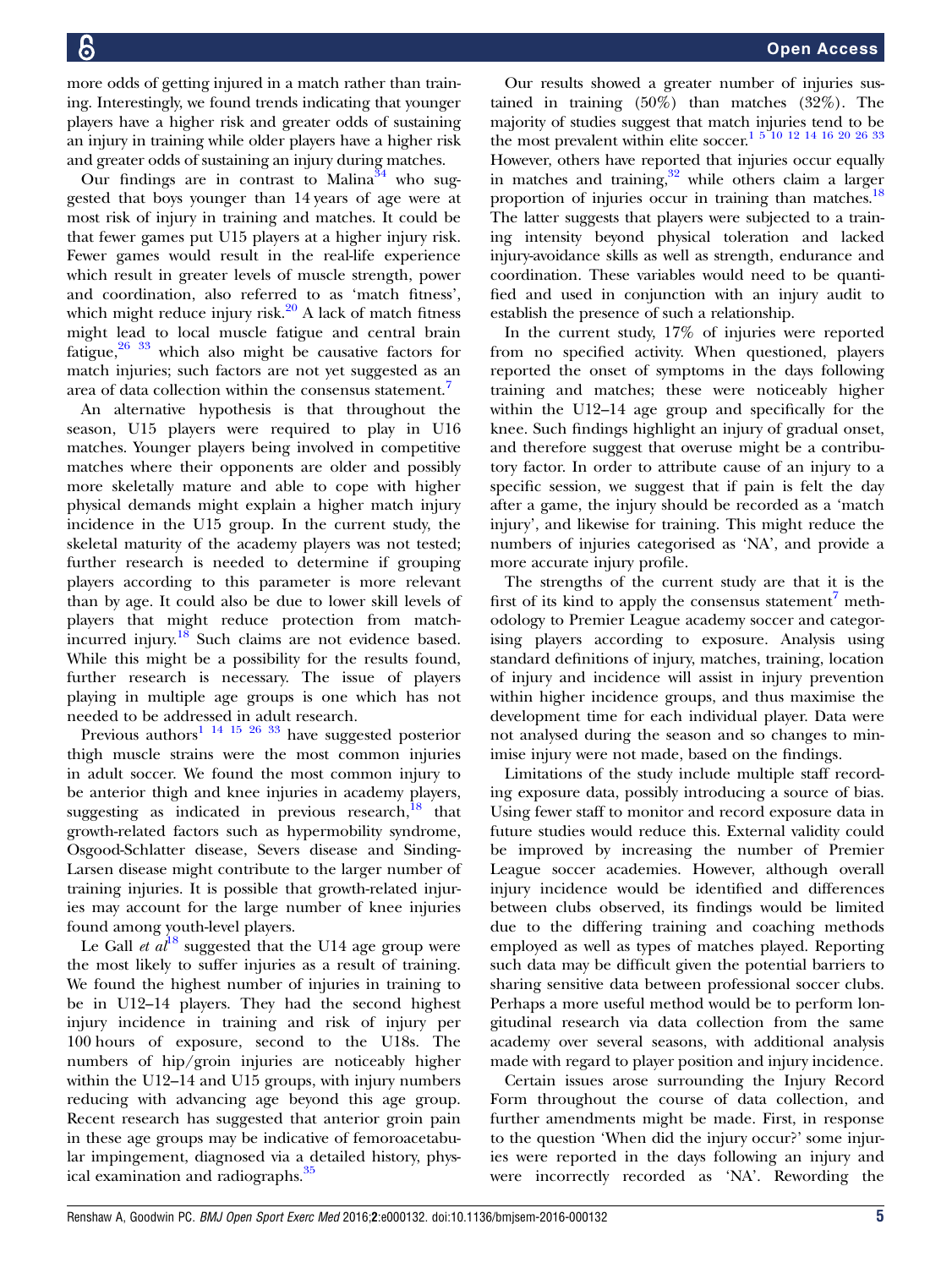more odds of getting injured in a match rather than training. Interestingly, we found trends indicating that younger players have a higher risk and greater odds of sustaining an injury in training while older players have a higher risk and greater odds of sustaining an injury during matches.

Our findings are in contrast to Malina[34] who suggested that boys younger than 14 years of age were at most risk of injury in training and matches. It could be that fewer games put U15 players at a higher injury risk. Fewer games would result in the real-life experience which result in greater levels of muscle strength, power and coordination, also referred to as 'match fitness', which might reduce injury risk.[20] A lack of match fitness might lead to local muscle fatigue and central brain fatigue,[26 33] which also might be causative factors for match injuries; such factors are not yet suggested as an area of data collection within the consensus statement.[7]

An alternative hypothesis is that throughout the season, U15 players were required to play in U16 matches. Younger players being involved in competitive matches where their opponents are older and possibly more skeletally mature and able to cope with higher physical demands might explain a higher match injury incidence in the U15 group. In the current study, the skeletal maturity of the academy players was not tested; further research is needed to determine if grouping players according to this parameter is more relevant than by age. It could also be due to lower skill levels of players that might reduce protection from match-incurred injury.[18] Such claims are not evidence based. While this might be a possibility for the results found, further research is necessary. The issue of players playing in multiple age groups is one which has not needed to be addressed in adult research.

Previous authors[1 14 15 26 33] have suggested posterior thigh muscle strains were the most common injuries in adult soccer. We found the most common injury to be anterior thigh and knee injuries in academy players, suggesting as indicated in previous research,[18] that growth-related factors such as hypermobility syndrome, Osgood-Schlatter disease, Severs disease and Sinding-Larsen disease might contribute to the larger number of training injuries. It is possible that growth-related injuries may account for the large number of knee injuries found among youth-level players.

Le Gall *et al*[18] suggested that the U14 age group were the most likely to suffer injuries as a result of training. We found the highest number of injuries in training to be in U12–14 players. They had the second highest injury incidence in training and risk of injury per 100 hours of exposure, second to the U18s. The numbers of hip/groin injuries are noticeably higher within the U12–14 and U15 groups, with injury numbers reducing with advancing age beyond this age group. Recent research has suggested that anterior groin pain in these age groups may be indicative of femoroacetabular impingement, diagnosed via a detailed history, physical examination and radiographs.[35]

Our results showed a greater number of injuries sustained in training (50%) than matches (32%). The majority of studies suggest that match injuries tend to be the most prevalent within elite soccer.[1 5 10 12 14 16 20 26 33] However, others have reported that injuries occur equally in matches and training,[32] while others claim a larger proportion of injuries occur in training than matches.[18] The latter suggests that players were subjected to a training intensity beyond physical toleration and lacked injury-avoidance skills as well as strength, endurance and coordination. These variables would need to be quantified and used in conjunction with an injury audit to establish the presence of such a relationship.

In the current study, 17% of injuries were reported from no specified activity. When questioned, players reported the onset of symptoms in the days following training and matches; these were noticeably higher within the U12–14 age group and specifically for the knee. Such findings highlight an injury of gradual onset, and therefore suggest that overuse might be a contributory factor. In order to attribute cause of an injury to a specific session, we suggest that if pain is felt the day after a game, the injury should be recorded as a 'match injury', and likewise for training. This might reduce the numbers of injuries categorised as 'NA', and provide a more accurate injury profile.

The strengths of the current study are that it is the first of its kind to apply the consensus statement[7] methodology to Premier League academy soccer and categorising players according to exposure. Analysis using standard definitions of injury, matches, training, location of injury and incidence will assist in injury prevention within higher incidence groups, and thus maximise the development time for each individual player. Data were not analysed during the season and so changes to minimise injury were not made, based on the findings.

Limitations of the study include multiple staff recording exposure data, possibly introducing a source of bias. Using fewer staff to monitor and record exposure data in future studies would reduce this. External validity could be improved by increasing the number of Premier League soccer academies. However, although overall injury incidence would be identified and differences between clubs observed, its findings would be limited due to the differing training and coaching methods employed as well as types of matches played. Reporting such data may be difficult given the potential barriers to sharing sensitive data between professional soccer clubs. Perhaps a more useful method would be to perform longitudinal research via data collection from the same academy over several seasons, with additional analysis made with regard to player position and injury incidence.

Certain issues arose surrounding the Injury Record Form throughout the course of data collection, and further amendments might be made. First, in response to the question 'When did the injury occur?' some injuries were reported in the days following an injury and were incorrectly recorded as 'NA'. Rewording the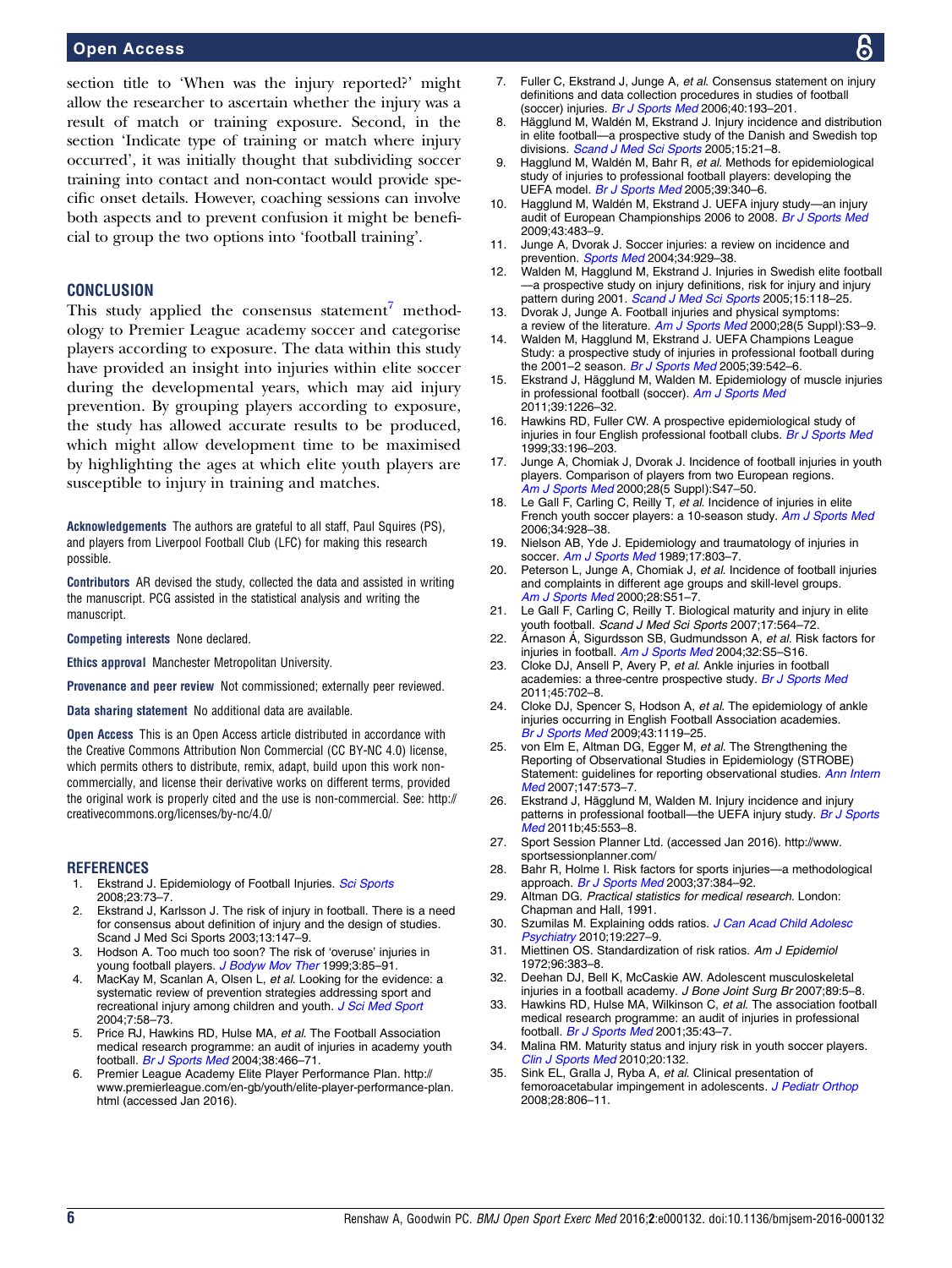section title to 'When was the injury reported?' might allow the researcher to ascertain whether the injury was a result of match or training exposure. Second, in the section 'Indicate type of training or match where injury occurred', it was initially thought that subdividing soccer training into contact and non-contact would provide specific onset details. However, coaching sessions can involve both aspects and to prevent confusion it might be beneficial to group the two options into 'football training'.

## CONCLUSION

This study applied the consensus statement[7] methodology to Premier League academy soccer and categorise players according to exposure. The data within this study have provided an insight into injuries within elite soccer during the developmental years, which may aid injury prevention. By grouping players according to exposure, the study has allowed accurate results to be produced, which might allow development time to be maximised by highlighting the ages at which elite youth players are susceptible to injury in training and matches.

**Acknowledgements** The authors are grateful to all staff, Paul Squires (PS), and players from Liverpool Football Club (LFC) for making this research possible.

**Contributors** AR devised the study, collected the data and assisted in writing the manuscript. PCG assisted in the statistical analysis and writing the manuscript.

**Competing interests** None declared.

**Ethics approval** Manchester Metropolitan University.

**Provenance and peer review** Not commissioned; externally peer reviewed.

**Data sharing statement** No additional data are available.

**Open Access** This is an Open Access article distributed in accordance with the Creative Commons Attribution Non Commercial (CC BY-NC 4.0) license, which permits others to distribute, remix, adapt, build upon this work non-commercially, and license their derivative works on different terms, provided the original work is properly cited and the use is non-commercial. See: http://creativecommons.org/licenses/by-nc/4.0/

## REFERENCES

1. Ekstrand J. Epidemiology of Football Injuries. *Sci Sports* 2008;23:73–7.
2. Ekstrand J, Karlsson J. The risk of injury in football. There is a need for consensus about definition of injury and the design of studies. Scand J Med Sci Sports 2003;13:147–9.
3. Hodson A. Too much too soon? The risk of 'overuse' injuries in young football players. *J Bodyw Mov Ther* 1999;3:85–91.
4. MacKay M, Scanlan A, Olsen L, *et al*. Looking for the evidence: a systematic review of prevention strategies addressing sport and recreational injury among children and youth. *J Sci Med Sport* 2004;7:58–73.
5. Price RJ, Hawkins RD, Hulse MA, *et al*. The Football Association medical research programme: an audit of injuries in academy youth football. *Br J Sports Med* 2004;38:466–71.
6. Premier League Academy Elite Player Performance Plan. http://www.premierleague.com/en-gb/youth/elite-player-performance-plan.html (accessed Jan 2016).
7. Fuller C, Ekstrand J, Junge A, *et al*. Consensus statement on injury definitions and data collection procedures in studies of football (soccer) injuries. *Br J Sports Med* 2006;40:193–201.
8. Hägglund M, Waldén M, Ekstrand J. Injury incidence and distribution in elite football—a prospective study of the Danish and Swedish top divisions. *Scand J Med Sci Sports* 2005;15:21–8.
9. Hagglund M, Waldén M, Bahr R, *et al*. Methods for epidemiological study of injuries to professional football players: developing the UEFA model. *Br J Sports Med* 2005;39:340–6.
10. Hagglund M, Waldén M, Ekstrand J. UEFA injury study—an injury audit of European Championships 2006 to 2008. *Br J Sports Med* 2009;43:483–9.
11. Junge A, Dvorak J. Soccer injuries: a review on incidence and prevention. *Sports Med* 2004;34:929–38.
12. Walden M, Hagglund M, Ekstrand J. Injuries in Swedish elite football—a prospective study on injury definitions, risk for injury and injury pattern during 2001. *Scand J Med Sci Sports* 2005;15:118–25.
13. Dvorak J, Junge A. Football injuries and physical symptoms: a review of the literature. *Am J Sports Med* 2000;28(5 Suppl):S3–9.
14. Walden M, Hagglund M, Ekstrand J. UEFA Champions League Study: a prospective study of injuries in professional football during the 2001–2 season. *Br J Sports Med* 2005;39:542–6.
15. Ekstrand J, Hägglund M, Walden M. Epidemiology of muscle injuries in professional football (soccer). *Am J Sports Med* 2011;39:1226–32.
16. Hawkins RD, Fuller CW. A prospective epidemiological study of injuries in four English professional football clubs. *Br J Sports Med* 1999;33:196–203.
17. Junge A, Chomiak J, Dvorak J. Incidence of football injuries in youth players. Comparison of players from two European regions. *Am J Sports Med* 2000;28(5 Suppl):S47–50.
18. Le Gall F, Carling C, Reilly T, *et al*. Incidence of injuries in elite French youth soccer players: a 10-season study. *Am J Sports Med* 2006;34:928–38.
19. Nielson AB, Yde J. Epidemiology and traumatology of injuries in soccer. *Am J Sports Med* 1989;17:803–7.
20. Peterson L, Junge A, Chomiak J, *et al*. Incidence of football injuries and complaints in different age groups and skill-level groups. *Am J Sports Med* 2000;28:S51–7.
21. Le Gall F, Carling C, Reilly T. Biological maturity and injury in elite youth football. *Scand J Med Sci Sports* 2007;17:564–72.
22. Árnason Á, Sigurdsson SB, Gudmundsson A, *et al*. Risk factors for injuries in football. *Am J Sports Med* 2004;32:S5–S16.
23. Cloke DJ, Ansell P, Avery P, *et al*. Ankle injuries in football academies: a three-centre prospective study. *Br J Sports Med* 2011;45:702–8.
24. Cloke DJ, Spencer S, Hodson A, *et al*. The epidemiology of ankle injuries occurring in English Football Association academies. *Br J Sports Med* 2009;43:1119–25.
25. von Elm E, Altman DG, Egger M, *et al*. The Strengthening the Reporting of Observational Studies in Epidemiology (STROBE) Statement: guidelines for reporting observational studies. *Ann Intern Med* 2007;147:573–7.
26. Ekstrand J, Hägglund M, Walden M. Injury incidence and injury patterns in professional football—the UEFA injury study. *Br J Sports Med* 2011b;45:553–8.
27. Sport Session Planner Ltd. (accessed Jan 2016). http://www.sportsessionplanner.com/
28. Bahr R, Holme I. Risk factors for sports injuries—a methodological approach. *Br J Sports Med* 2003;37:384–92.
29. Altman DG. *Practical statistics for medical research.* London: Chapman and Hall, 1991.
30. Szumilas M. Explaining odds ratios. *J Can Acad Child Adolesc Psychiatry* 2010;19:227–9.
31. Miettinen OS. Standardization of risk ratios. *Am J Epidemiol* 1972;96:383–8.
32. Deehan DJ, Bell K, McCaskie AW. Adolescent musculoskeletal injuries in a football academy. *J Bone Joint Surg Br* 2007;89:5–8.
33. Hawkins RD, Hulse MA, Wilkinson C, *et al*. The association football medical research programme: an audit of injuries in professional football. *Br J Sports Med* 2001;35:43–7.
34. Malina RM. Maturity status and injury risk in youth soccer players. *Clin J Sports Med* 2010;20:132.
35. Sink EL, Gralla J, Ryba A, *et al*. Clinical presentation of femoroacetabular impingement in adolescents. *J Pediatr Orthop* 2008;28:806–11.